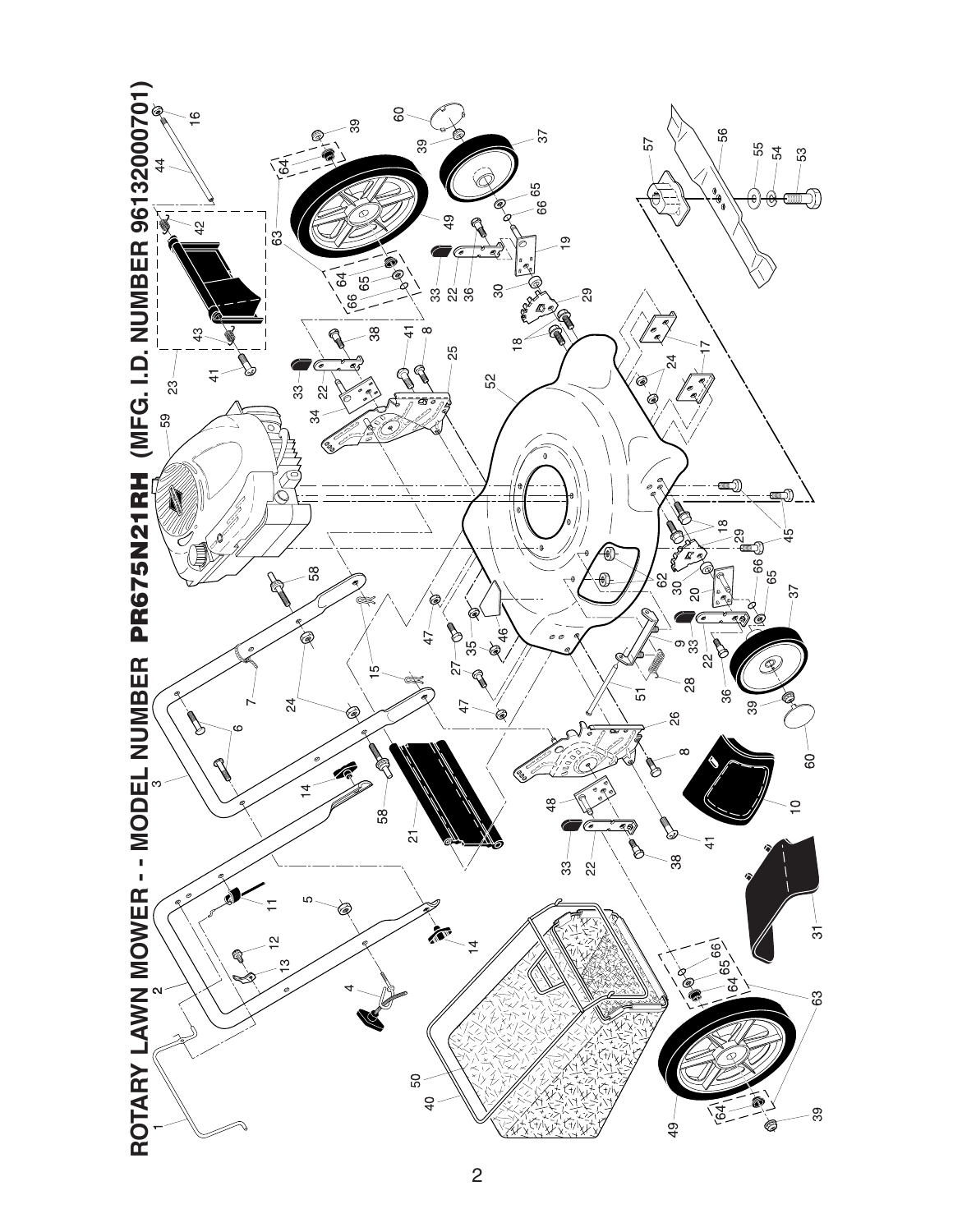# ROTARY LAWN MOWER - - MODEL NUMBER PR675N21RH (MFG. I.D. NUMBER 96132000701)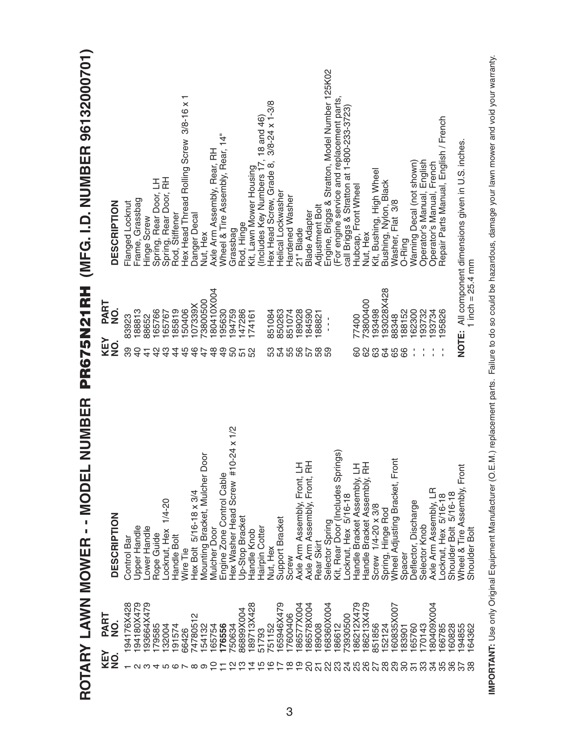# ROTARY LAWN MOWER - - MODEL NUMBER PR675N21RH (MFG. I.D. NUMBER 96132000701)

| KEY NO. | PART NO. | DESCRIPTION |
|---|---|---|
| 1 | 194176X428 | Control Bar |
| 2 | 194180X479 | Upper Handle |
| 3 | 193664X479 | Lower Handle |
| 4 | 179585 | Rope Guide |
| 5 | 132004 | Locknut, Hex 1/4-20 |
| 6 | 191574 | Handle Bolt |
| 7 | 66426 | Wire Tie |
| 8 | 74780512 | Hex Bolt 5/16-18 x 3/4 |
| 9 | 154132 | Mounting Bracket, Mulcher Door |
| 10 | 165754 | Mulcher Door |
| 11 | **176556** | Engine Zone Control Cable |
| 12 | 750634 | Hex Washer Head Screw #10-24 x 1/2 |
| 13 | 86899X004 | Up-Stop Bracket |
| 14 | 189713X428 | Handle Knob |
| 15 | 51793 | Hairpin Cotter |
| 16 | 751152 | Nut, Hex |
| 17 | 165946X479 | Support Bracket |
| 18 | 17600406 | Screw |
| 19 | 186577X004 | Axle Arm Assembly, Front, LH |
| 20 | 186578X004 | Axle Arm Assembly, Front, RH |
| 21 | 189008 | Rear Skirt |
| 22 | 168360X004 | Selector Spring |
| 23 | 186612 | Kit, Rear Door (Includes Springs) |
| 24 | 73930500 | Locknut, Hex 5/16-18 |
| 25 | 186212X479 | Handle Bracket Assembly, LH |
| 26 | 186213X479 | Handle Bracket Assembly, RH |
| 27 | 851856 | Screw 1/4-20 x 3/8 |
| 28 | 152124 | Spring, Hinge Rod |
| 29 | 160835X007 | Wheel Adjusting Bracket, Front |
| 30 | 183901 | Spacer |
| 31 | 165760 | Deflector, Discharge |
| 33 | 170143 | Selector Knob |
| 34 | 180409X004 | Axle Arm Assembly, LR |
| 35 | 166785 | Locknut, Hex 5/16-18 |
| 36 | 160828 | Shoulder Bolt 5/16-18 |
| 37 | 194855 | Wheel & Tire Assembly, Front |
| 38 | 164362 | Shoulder Bolt |
| 39 | 83923 | Flanged Locknut |
| 40 | 188813 | Frame, Grassbag |
| 41 | 88652 | Hinge Screw |
| 42 | 165766 | Spring, Rear Door, LH |
| 43 | 165767 | Spring, Rear Door, RH |
| 44 | 185819 | Rod, Stiffener |
| 45 | 150406 | Hex Head Thread Rolling Screw 3/8-16 x 1 |
| 46 | 107339X | Danger Decal |
| 47 | 73800500 | Nut, Hex |
| 48 | 180410X004 | Axle Arm Assembly, Rear, RH |
| 49 | 195630 | Wheel & Tire Assembly, Rear, 14" |
| 50 | 194759 | Grassbag |
| 51 | 147286 | Rod, Hinge |
| 52 | 174161 | Kit, Lawn Mower Housing (Includes Key Numbers 17, 18 and 46) |
| 53 | 851084 | Hex Head Screw, Grade 8, 3/8-24 x 1-3/8 |
| 54 | 850263 | Helical Lockwasher |
| 55 | 851074 | Hardened Washer |
| 56 | 189028 | 21" Blade |
| 57 | 184590 | Blade Adapter |
| 58 | 188821 | Adjustment Bolt |
| 59 | - - - | Engine, Briggs & Stratton, Model Number 125K02 (For engine service and replacement parts, call Briggs & Stratton at 1-800-233-3723) |
| 60 | 77400 | Hubcap, Front Wheel |
| 62 | 73800400 | Nut, Hex |
| 63 | 193498 | Kit, Bushing, High Wheel |
| 64 | 193028X428 | Bushing, Nylon, Black |
| 65 | 88348 | Washer, Flat 3/8 |
| 66 | 188152 | O-Ring |
| - - | 162300 | Warning Decal (not shown) |
| - - | 193732 | Operator's Manual, English |
| - - | 193734 | Operator's Manual, French |
| - - | 195826 | Repair Parts Manual, English / French |

**NOTE:** All component dimensions given in U.S. inches.
1 inch = 25.4 mm

**IMPORTANT:** Use only Original Equipment Manufacturer (O.E.M.) replacement parts. Failure to do so could be hazardous, damage your lawn mower and void your warranty.